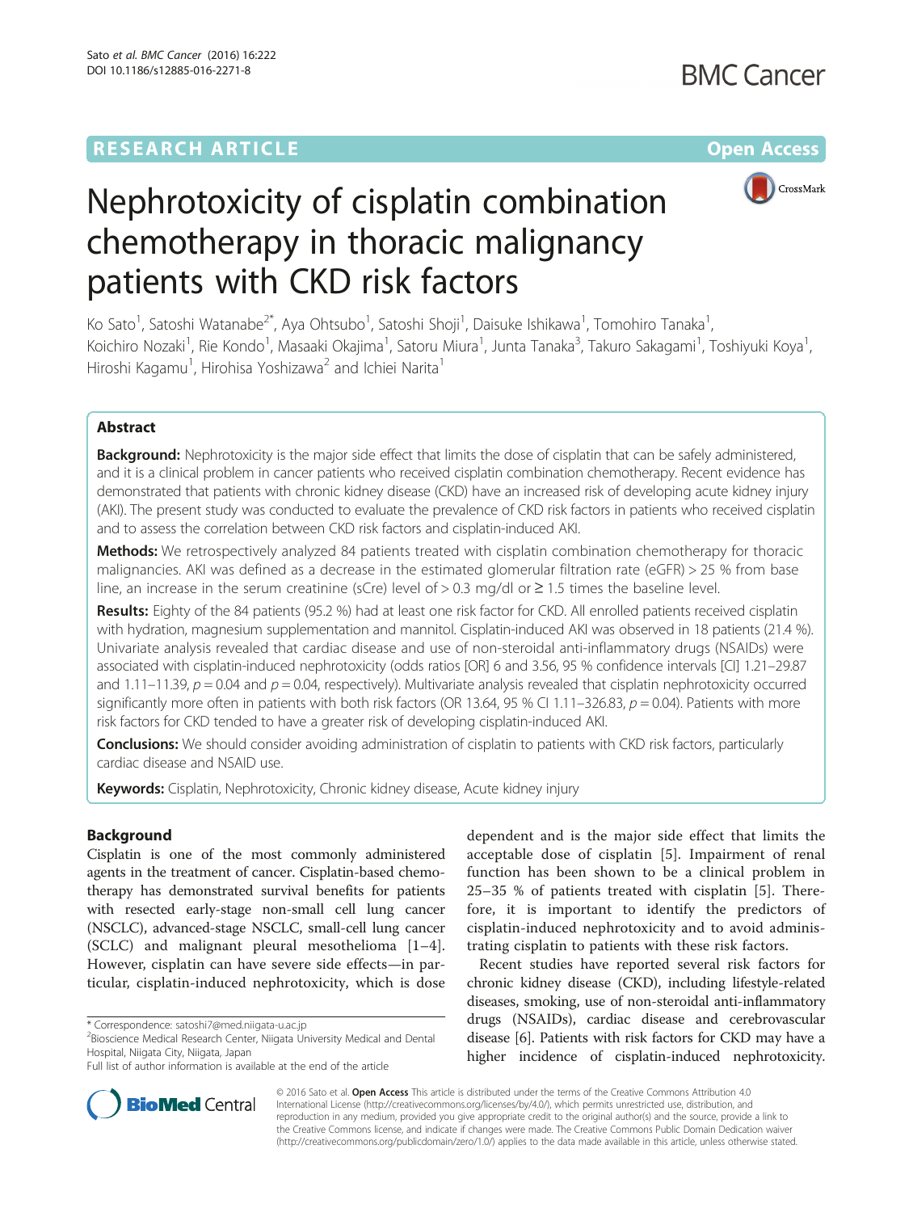**RESEARCH ARTICLE** **Open Access**

# Nephrotoxicity of cisplatin combination chemotherapy in thoracic malignancy patients with CKD risk factors

Ko Sato[1], Satoshi Watanabe[2*], Aya Ohtsubo[1], Satoshi Shoji[1], Daisuke Ishikawa[1], Tomohiro Tanaka[1], Koichiro Nozaki[1], Rie Kondo[1], Masaaki Okajima[1], Satoru Miura[1], Junta Tanaka[3], Takuro Sakagami[1], Toshiyuki Koya[1], Hiroshi Kagamu[1], Hirohisa Yoshizawa[2] and Ichiei Narita[1]

## Abstract

**Background:** Nephrotoxicity is the major side effect that limits the dose of cisplatin that can be safely administered, and it is a clinical problem in cancer patients who received cisplatin combination chemotherapy. Recent evidence has demonstrated that patients with chronic kidney disease (CKD) have an increased risk of developing acute kidney injury (AKI). The present study was conducted to evaluate the prevalence of CKD risk factors in patients who received cisplatin and to assess the correlation between CKD risk factors and cisplatin-induced AKI.

**Methods:** We retrospectively analyzed 84 patients treated with cisplatin combination chemotherapy for thoracic malignancies. AKI was defined as a decrease in the estimated glomerular filtration rate (eGFR) > 25 % from base line, an increase in the serum creatinine (sCre) level of > 0.3 mg/dl or ≥ 1.5 times the baseline level.

**Results:** Eighty of the 84 patients (95.2 %) had at least one risk factor for CKD. All enrolled patients received cisplatin with hydration, magnesium supplementation and mannitol. Cisplatin-induced AKI was observed in 18 patients (21.4 %). Univariate analysis revealed that cardiac disease and use of non-steroidal anti-inflammatory drugs (NSAIDs) were associated with cisplatin-induced nephrotoxicity (odds ratios [OR] 6 and 3.56, 95 % confidence intervals [CI] 1.21–29.87 and 1.11–11.39, $p = 0.04$ and $p = 0.04$, respectively). Multivariate analysis revealed that cisplatin nephrotoxicity occurred significantly more often in patients with both risk factors (OR 13.64, 95 % CI 1.11–326.83, $p = 0.04$). Patients with more risk factors for CKD tended to have a greater risk of developing cisplatin-induced AKI.

**Conclusions:** We should consider avoiding administration of cisplatin to patients with CKD risk factors, particularly cardiac disease and NSAID use.

**Keywords:** Cisplatin, Nephrotoxicity, Chronic kidney disease, Acute kidney injury

## Background

Cisplatin is one of the most commonly administered agents in the treatment of cancer. Cisplatin-based chemotherapy has demonstrated survival benefits for patients with resected early-stage non-small cell lung cancer (NSCLC), advanced-stage NSCLC, small-cell lung cancer (SCLC) and malignant pleural mesothelioma [1–4]. However, cisplatin can have severe side effects—in particular, cisplatin-induced nephrotoxicity, which is dose dependent and is the major side effect that limits the acceptable dose of cisplatin [5]. Impairment of renal function has been shown to be a clinical problem in 25–35 % of patients treated with cisplatin [5]. Therefore, it is important to identify the predictors of cisplatin-induced nephrotoxicity and to avoid administrating cisplatin to patients with these risk factors.

Recent studies have reported several risk factors for chronic kidney disease (CKD), including lifestyle-related diseases, smoking, use of non-steroidal anti-inflammatory drugs (NSAIDs), cardiac disease and cerebrovascular disease [6]. Patients with risk factors for CKD may have a higher incidence of cisplatin-induced nephrotoxicity.

\* Correspondence: satoshi7@med.niigata-u.ac.jp
[2]Bioscience Medical Research Center, Niigata University Medical and Dental Hospital, Niigata City, Niigata, Japan
Full list of author information is available at the end of the article

© 2016 Sato et al. **Open Access** This article is distributed under the terms of the Creative Commons Attribution 4.0 International License (http://creativecommons.org/licenses/by/4.0/), which permits unrestricted use, distribution, and reproduction in any medium, provided you give appropriate credit to the original author(s) and the source, provide a link to the Creative Commons license, and indicate if changes were made. The Creative Commons Public Domain Dedication waiver (http://creativecommons.org/publicdomain/zero/1.0/) applies to the data made available in this article, unless otherwise stated.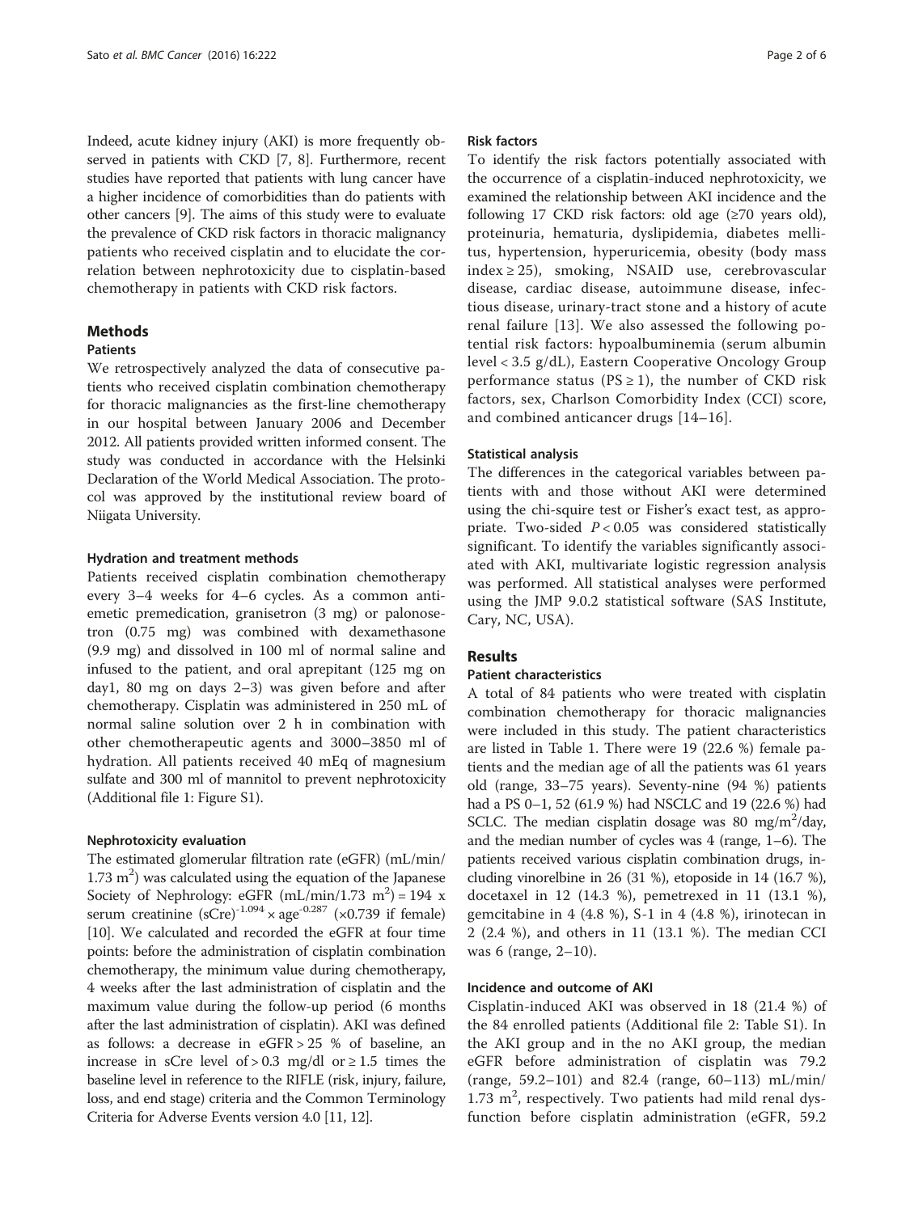Indeed, acute kidney injury (AKI) is more frequently observed in patients with CKD [7, 8]. Furthermore, recent studies have reported that patients with lung cancer have a higher incidence of comorbidities than do patients with other cancers [9]. The aims of this study were to evaluate the prevalence of CKD risk factors in thoracic malignancy patients who received cisplatin and to elucidate the correlation between nephrotoxicity due to cisplatin-based chemotherapy in patients with CKD risk factors.

## Methods

### Patients

We retrospectively analyzed the data of consecutive patients who received cisplatin combination chemotherapy for thoracic malignancies as the first-line chemotherapy in our hospital between January 2006 and December 2012. All patients provided written informed consent. The study was conducted in accordance with the Helsinki Declaration of the World Medical Association. The protocol was approved by the institutional review board of Niigata University.

#### Hydration and treatment methods

Patients received cisplatin combination chemotherapy every 3–4 weeks for 4–6 cycles. As a common antiemetic premedication, granisetron (3 mg) or palonosetron (0.75 mg) was combined with dexamethasone (9.9 mg) and dissolved in 100 ml of normal saline and infused to the patient, and oral aprepitant (125 mg on day1, 80 mg on days 2–3) was given before and after chemotherapy. Cisplatin was administered in 250 mL of normal saline solution over 2 h in combination with other chemotherapeutic agents and 3000–3850 ml of hydration. All patients received 40 mEq of magnesium sulfate and 300 ml of mannitol to prevent nephrotoxicity (Additional file 1: Figure S1).

#### Nephrotoxicity evaluation

The estimated glomerular filtration rate (eGFR) (mL/min/1.73 $m^2$) was calculated using the equation of the Japanese Society of Nephrology: eGFR (mL/min/1.73 $m^2$) = 194 x serum creatinine $(sCre)^{-1.094} \times age^{-0.287}$ (×0.739 if female) [10]. We calculated and recorded the eGFR at four time points: before the administration of cisplatin combination chemotherapy, the minimum value during chemotherapy, 4 weeks after the last administration of cisplatin and the maximum value during the follow-up period (6 months after the last administration of cisplatin). AKI was defined as follows: a decrease in eGFR > 25 % of baseline, an increase in sCre level of > 0.3 mg/dl or ≥ 1.5 times the baseline level in reference to the RIFLE (risk, injury, failure, loss, and end stage) criteria and the Common Terminology Criteria for Adverse Events version 4.0 [11, 12].

#### Risk factors

To identify the risk factors potentially associated with the occurrence of a cisplatin-induced nephrotoxicity, we examined the relationship between AKI incidence and the following 17 CKD risk factors: old age (≥70 years old), proteinuria, hematuria, dyslipidemia, diabetes mellitus, hypertension, hyperuricemia, obesity (body mass index ≥ 25), smoking, NSAID use, cerebrovascular disease, cardiac disease, autoimmune disease, infectious disease, urinary-tract stone and a history of acute renal failure [13]. We also assessed the following potential risk factors: hypoalbuminemia (serum albumin level < 3.5 g/dL), Eastern Cooperative Oncology Group performance status (PS ≥ 1), the number of CKD risk factors, sex, Charlson Comorbidity Index (CCI) score, and combined anticancer drugs [14–16].

#### Statistical analysis

The differences in the categorical variables between patients with and those without AKI were determined using the chi-squire test or Fisher's exact test, as appropriate. Two-sided $P < 0.05$ was considered statistically significant. To identify the variables significantly associated with AKI, multivariate logistic regression analysis was performed. All statistical analyses were performed using the JMP 9.0.2 statistical software (SAS Institute, Cary, NC, USA).

## Results

### Patient characteristics

A total of 84 patients who were treated with cisplatin combination chemotherapy for thoracic malignancies were included in this study. The patient characteristics are listed in Table 1. There were 19 (22.6 %) female patients and the median age of all the patients was 61 years old (range, 33–75 years). Seventy-nine (94 %) patients had a PS 0–1, 52 (61.9 %) had NSCLC and 19 (22.6 %) had SCLC. The median cisplatin dosage was 80 mg/$m^2$/day, and the median number of cycles was 4 (range, 1–6). The patients received various cisplatin combination drugs, including vinorelbine in 26 (31 %), etoposide in 14 (16.7 %), docetaxel in 12 (14.3 %), pemetrexed in 11 (13.1 %), gemcitabine in 4 (4.8 %), S-1 in 4 (4.8 %), irinotecan in 2 (2.4 %), and others in 11 (13.1 %). The median CCI was 6 (range, 2–10).

### Incidence and outcome of AKI

Cisplatin-induced AKI was observed in 18 (21.4 %) of the 84 enrolled patients (Additional file 2: Table S1). In the AKI group and in the no AKI group, the median eGFR before administration of cisplatin was 79.2 (range, 59.2–101) and 82.4 (range, 60–113) mL/min/1.73 $m^2$, respectively. Two patients had mild renal dysfunction before cisplatin administration (eGFR, 59.2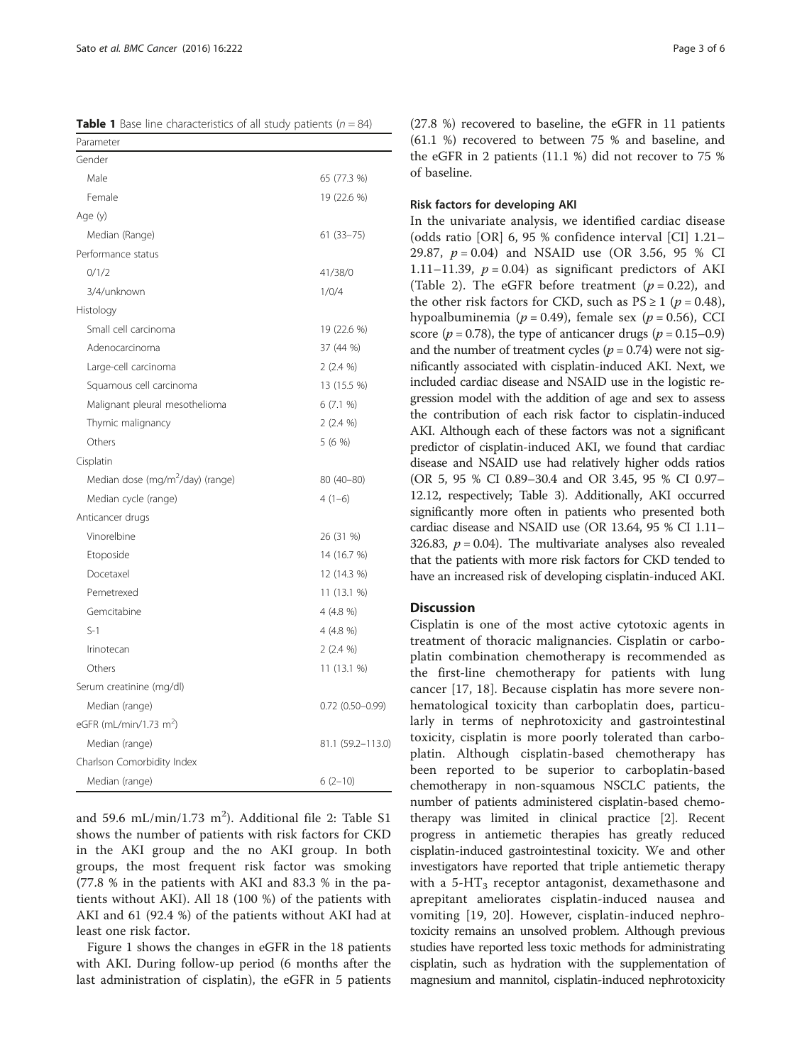**Table 1** Base line characteristics of all study patients ($n = 84$)

| Parameter | |
|---|---|
| Gender | |
| Male | 65 (77.3 %) |
| Female | 19 (22.6 %) |
| Age (y) | |
| Median (Range) | 61 (33–75) |
| Performance status | |
| 0/1/2 | 41/38/0 |
| 3/4/unknown | 1/0/4 |
| Histology | |
| Small cell carcinoma | 19 (22.6 %) |
| Adenocarcinoma | 37 (44 %) |
| Large-cell carcinoma | 2 (2.4 %) |
| Squamous cell carcinoma | 13 (15.5 %) |
| Malignant pleural mesothelioma | 6 (7.1 %) |
| Thymic malignancy | 2 (2.4 %) |
| Others | 5 (6 %) |
| Cisplatin | |
| Median dose (mg/m$^2$/day) (range) | 80 (40–80) |
| Median cycle (range) | 4 (1–6) |
| Anticancer drugs | |
| Vinorelbine | 26 (31 %) |
| Etoposide | 14 (16.7 %) |
| Docetaxel | 12 (14.3 %) |
| Pemetrexed | 11 (13.1 %) |
| Gemcitabine | 4 (4.8 %) |
| S-1 | 4 (4.8 %) |
| Irinotecan | 2 (2.4 %) |
| Others | 11 (13.1 %) |
| Serum creatinine (mg/dl) | |
| Median (range) | 0.72 (0.50–0.99) |
| eGFR (mL/min/1.73 m$^2$) | |
| Median (range) | 81.1 (59.2–113.0) |
| Charlson Comorbidity Index | |
| Median (range) | 6 (2–10) |

and 59.6 mL/min/1.73 m$^2$). Additional file 2: Table S1 shows the number of patients with risk factors for CKD in the AKI group and the no AKI group. In both groups, the most frequent risk factor was smoking (77.8 % in the patients with AKI and 83.3 % in the patients without AKI). All 18 (100 %) of the patients with AKI and 61 (92.4 %) of the patients without AKI had at least one risk factor.

Figure 1 shows the changes in eGFR in the 18 patients with AKI. During follow-up period (6 months after the last administration of cisplatin), the eGFR in 5 patients (27.8 %) recovered to baseline, the eGFR in 11 patients (61.1 %) recovered to between 75 % and baseline, and the eGFR in 2 patients (11.1 %) did not recover to 75 % of baseline.

#### Risk factors for developing AKI

In the univariate analysis, we identified cardiac disease (odds ratio [OR] 6, 95 % confidence interval [CI] 1.21–29.87, $p = 0.04$) and NSAID use (OR 3.56, 95 % CI 1.11–11.39, $p = 0.04$) as significant predictors of AKI (Table 2). The eGFR before treatment ($p = 0.22$), and the other risk factors for CKD, such as PS $\geq 1$ ($p = 0.48$), hypoalbuminemia ($p = 0.49$), female sex ($p = 0.56$), CCI score ($p = 0.78$), the type of anticancer drugs ($p = 0.15$–$0.9$) and the number of treatment cycles ($p = 0.74$) were not significantly associated with cisplatin-induced AKI. Next, we included cardiac disease and NSAID use in the logistic regression model with the addition of age and sex to assess the contribution of each risk factor to cisplatin-induced AKI. Although each of these factors was not a significant predictor of cisplatin-induced AKI, we found that cardiac disease and NSAID use had relatively higher odds ratios (OR 5, 95 % CI 0.89–30.4 and OR 3.45, 95 % CI 0.97–12.12, respectively; Table 3). Additionally, AKI occurred significantly more often in patients who presented both cardiac disease and NSAID use (OR 13.64, 95 % CI 1.11–326.83, $p = 0.04$). The multivariate analyses also revealed that the patients with more risk factors for CKD tended to have an increased risk of developing cisplatin-induced AKI.

## Discussion

Cisplatin is one of the most active cytotoxic agents in treatment of thoracic malignancies. Cisplatin or carboplatin combination chemotherapy is recommended as the first-line chemotherapy for patients with lung cancer [17, 18]. Because cisplatin has more severe non-hematological toxicity than carboplatin does, particularly in terms of nephrotoxicity and gastrointestinal toxicity, cisplatin is more poorly tolerated than carboplatin. Although cisplatin-based chemotherapy has been reported to be superior to carboplatin-based chemotherapy in non-squamous NSCLC patients, the number of patients administered cisplatin-based chemotherapy was limited in clinical practice [2]. Recent progress in antiemetic therapies has greatly reduced cisplatin-induced gastrointestinal toxicity. We and other investigators have reported that triple antiemetic therapy with a 5-HT$_3$ receptor antagonist, dexamethasone and aprepitant ameliorates cisplatin-induced nausea and vomiting [19, 20]. However, cisplatin-induced nephrotoxicity remains an unsolved problem. Although previous studies have reported less toxic methods for administrating cisplatin, such as hydration with the supplementation of magnesium and mannitol, cisplatin-induced nephrotoxicity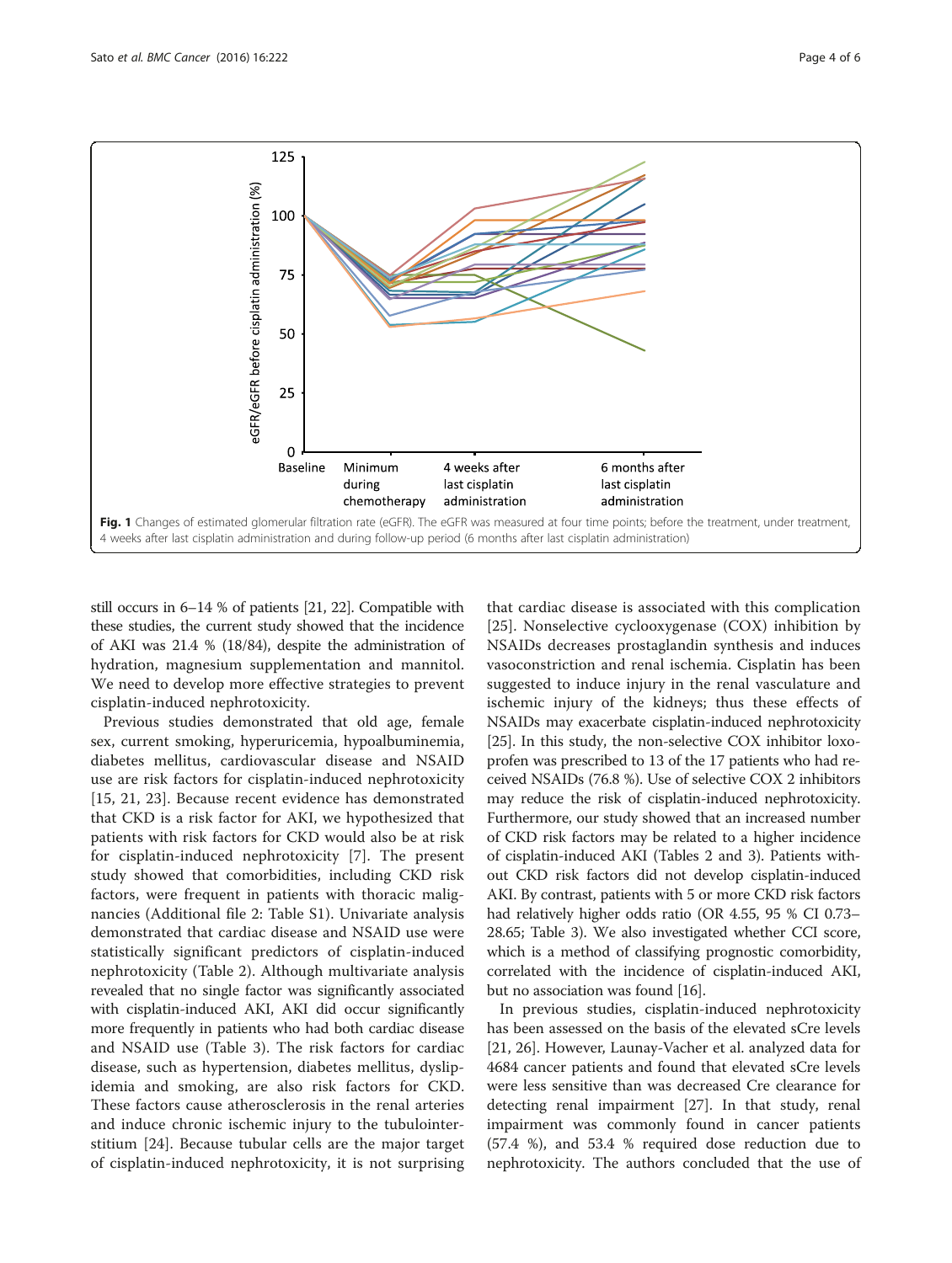Fig. 1 Changes of estimated glomerular filtration rate (eGFR). The eGFR was measured at four time points; before the treatment, under treatment, 4 weeks after last cisplatin administration and during follow-up period (6 months after last cisplatin administration)

still occurs in 6–14 % of patients [21, 22]. Compatible with these studies, the current study showed that the incidence of AKI was 21.4 % (18/84), despite the administration of hydration, magnesium supplementation and mannitol. We need to develop more effective strategies to prevent cisplatin-induced nephrotoxicity.

Previous studies demonstrated that old age, female sex, current smoking, hyperuricemia, hypoalbuminemia, diabetes mellitus, cardiovascular disease and NSAID use are risk factors for cisplatin-induced nephrotoxicity [15, 21, 23]. Because recent evidence has demonstrated that CKD is a risk factor for AKI, we hypothesized that patients with risk factors for CKD would also be at risk for cisplatin-induced nephrotoxicity [7]. The present study showed that comorbidities, including CKD risk factors, were frequent in patients with thoracic malignancies (Additional file 2: Table S1). Univariate analysis demonstrated that cardiac disease and NSAID use were statistically significant predictors of cisplatin-induced nephrotoxicity (Table 2). Although multivariate analysis revealed that no single factor was significantly associated with cisplatin-induced AKI, AKI did occur significantly more frequently in patients who had both cardiac disease and NSAID use (Table 3). The risk factors for cardiac disease, such as hypertension, diabetes mellitus, dyslipidemia and smoking, are also risk factors for CKD. These factors cause atherosclerosis in the renal arteries and induce chronic ischemic injury to the tubulointerstitium [24]. Because tubular cells are the major target of cisplatin-induced nephrotoxicity, it is not surprising that cardiac disease is associated with this complication [25]. Nonselective cyclooxygenase (COX) inhibition by NSAIDs decreases prostaglandin synthesis and induces vasoconstriction and renal ischemia. Cisplatin has been suggested to induce injury in the renal vasculature and ischemic injury of the kidneys; thus these effects of NSAIDs may exacerbate cisplatin-induced nephrotoxicity [25]. In this study, the non-selective COX inhibitor loxoprofen was prescribed to 13 of the 17 patients who had received NSAIDs (76.8 %). Use of selective COX 2 inhibitors may reduce the risk of cisplatin-induced nephrotoxicity. Furthermore, our study showed that an increased number of CKD risk factors may be related to a higher incidence of cisplatin-induced AKI (Tables 2 and 3). Patients without CKD risk factors did not develop cisplatin-induced AKI. By contrast, patients with 5 or more CKD risk factors had relatively higher odds ratio (OR 4.55, 95 % CI 0.73–28.65; Table 3). We also investigated whether CCI score, which is a method of classifying prognostic comorbidity, correlated with the incidence of cisplatin-induced AKI, but no association was found [16].

In previous studies, cisplatin-induced nephrotoxicity has been assessed on the basis of the elevated sCre levels [21, 26]. However, Launay-Vacher et al. analyzed data for 4684 cancer patients and found that elevated sCre levels were less sensitive than was decreased Cre clearance for detecting renal impairment [27]. In that study, renal impairment was commonly found in cancer patients (57.4 %), and 53.4 % required dose reduction due to nephrotoxicity. The authors concluded that the use of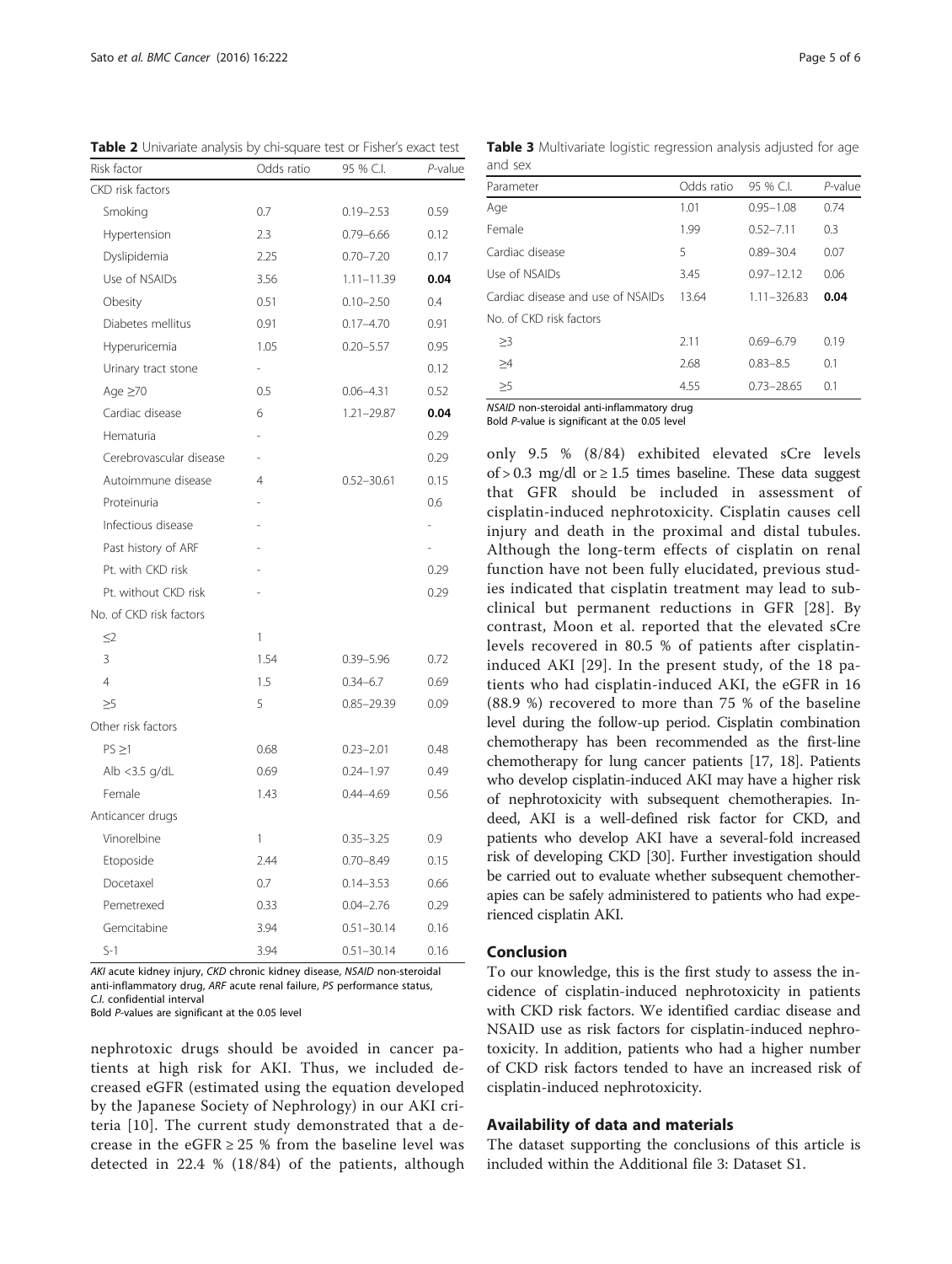**Table 2** Univariate analysis by chi-square test or Fisher's exact test

| Risk factor | Odds ratio | 95 % C.I. | *P*-value |
|---|---|---|---|
| CKD risk factors | | | |
| Smoking | 0.7 | 0.19–2.53 | 0.59 |
| Hypertension | 2.3 | 0.79–6.66 | 0.12 |
| Dyslipidemia | 2.25 | 0.70–7.20 | 0.17 |
| Use of NSAIDs | 3.56 | 1.11–11.39 | **0.04** |
| Obesity | 0.51 | 0.10–2.50 | 0.4 |
| Diabetes mellitus | 0.91 | 0.17–4.70 | 0.91 |
| Hyperuricemia | 1.05 | 0.20–5.57 | 0.95 |
| Urinary tract stone | - | | 0.12 |
| Age ≥70 | 0.5 | 0.06–4.31 | 0.52 |
| Cardiac disease | 6 | 1.21–29.87 | **0.04** |
| Hematuria | - | | 0.29 |
| Cerebrovascular disease | - | | 0.29 |
| Autoimmune disease | 4 | 0.52–30.61 | 0.15 |
| Proteinuria | - | | 0.6 |
| Infectious disease | - | | - |
| Past history of ARF | - | | - |
| Pt. with CKD risk | - | | 0.29 |
| Pt. without CKD risk | - | | 0.29 |
| No. of CKD risk factors | | | |
| ≤2 | 1 | | |
| 3 | 1.54 | 0.39–5.96 | 0.72 |
| 4 | 1.5 | 0.34–6.7 | 0.69 |
| ≥5 | 5 | 0.85–29.39 | 0.09 |
| Other risk factors | | | |
| PS ≥1 | 0.68 | 0.23–2.01 | 0.48 |
| Alb <3.5 g/dL | 0.69 | 0.24–1.97 | 0.49 |
| Female | 1.43 | 0.44–4.69 | 0.56 |
| Anticancer drugs | | | |
| Vinorelbine | 1 | 0.35–3.25 | 0.9 |
| Etoposide | 2.44 | 0.70–8.49 | 0.15 |
| Docetaxel | 0.7 | 0.14–3.53 | 0.66 |
| Pemetrexed | 0.33 | 0.04–2.76 | 0.29 |
| Gemcitabine | 3.94 | 0.51–30.14 | 0.16 |
| S-1 | 3.94 | 0.51–30.14 | 0.16 |

*AKI* acute kidney injury, *CKD* chronic kidney disease, *NSAID* non-steroidal anti-inflammatory drug, *ARF* acute renal failure, *PS* performance status, *C.I.* confidential interval
Bold *P*-values are significant at the 0.05 level

**Table 3** Multivariate logistic regression analysis adjusted for age and sex

| Parameter | Odds ratio | 95 % C.I. | *P*-value |
|---|---|---|---|
| Age | 1.01 | 0.95–1.08 | 0.74 |
| Female | 1.99 | 0.52–7.11 | 0.3 |
| Cardiac disease | 5 | 0.89–30.4 | 0.07 |
| Use of NSAIDs | 3.45 | 0.97–12.12 | 0.06 |
| Cardiac disease and use of NSAIDs | 13.64 | 1.11–326.83 | **0.04** |
| No. of CKD risk factors | | | |
| ≥3 | 2.11 | 0.69–6.79 | 0.19 |
| ≥4 | 2.68 | 0.83–8.5 | 0.1 |
| ≥5 | 4.55 | 0.73–28.65 | 0.1 |

*NSAID* non-steroidal anti-inflammatory drug
Bold *P*-value is significant at the 0.05 level

nephrotoxic drugs should be avoided in cancer patients at high risk for AKI. Thus, we included decreased eGFR (estimated using the equation developed by the Japanese Society of Nephrology) in our AKI criteria [10]. The current study demonstrated that a decrease in the eGFR ≥ 25 % from the baseline level was detected in 22.4 % (18/84) of the patients, although only 9.5 % (8/84) exhibited elevated sCre levels of > 0.3 mg/dl or ≥ 1.5 times baseline. These data suggest that GFR should be included in assessment of cisplatin-induced nephrotoxicity. Cisplatin causes cell injury and death in the proximal and distal tubules. Although the long-term effects of cisplatin on renal function have not been fully elucidated, previous studies indicated that cisplatin treatment may lead to subclinical but permanent reductions in GFR [28]. By contrast, Moon et al. reported that the elevated sCre levels recovered in 80.5 % of patients after cisplatin-induced AKI [29]. In the present study, of the 18 patients who had cisplatin-induced AKI, the eGFR in 16 (88.9 %) recovered to more than 75 % of the baseline level during the follow-up period. Cisplatin combination chemotherapy has been recommended as the first-line chemotherapy for lung cancer patients [17, 18]. Patients who develop cisplatin-induced AKI may have a higher risk of nephrotoxicity with subsequent chemotherapies. Indeed, AKI is a well-defined risk factor for CKD, and patients who develop AKI have a several-fold increased risk of developing CKD [30]. Further investigation should be carried out to evaluate whether subsequent chemotherapies can be safely administered to patients who had experienced cisplatin AKI.

## Conclusion

To our knowledge, this is the first study to assess the incidence of cisplatin-induced nephrotoxicity in patients with CKD risk factors. We identified cardiac disease and NSAID use as risk factors for cisplatin-induced nephrotoxicity. In addition, patients who had a higher number of CKD risk factors tended to have an increased risk of cisplatin-induced nephrotoxicity.

## Availability of data and materials

The dataset supporting the conclusions of this article is included within the Additional file 3: Dataset S1.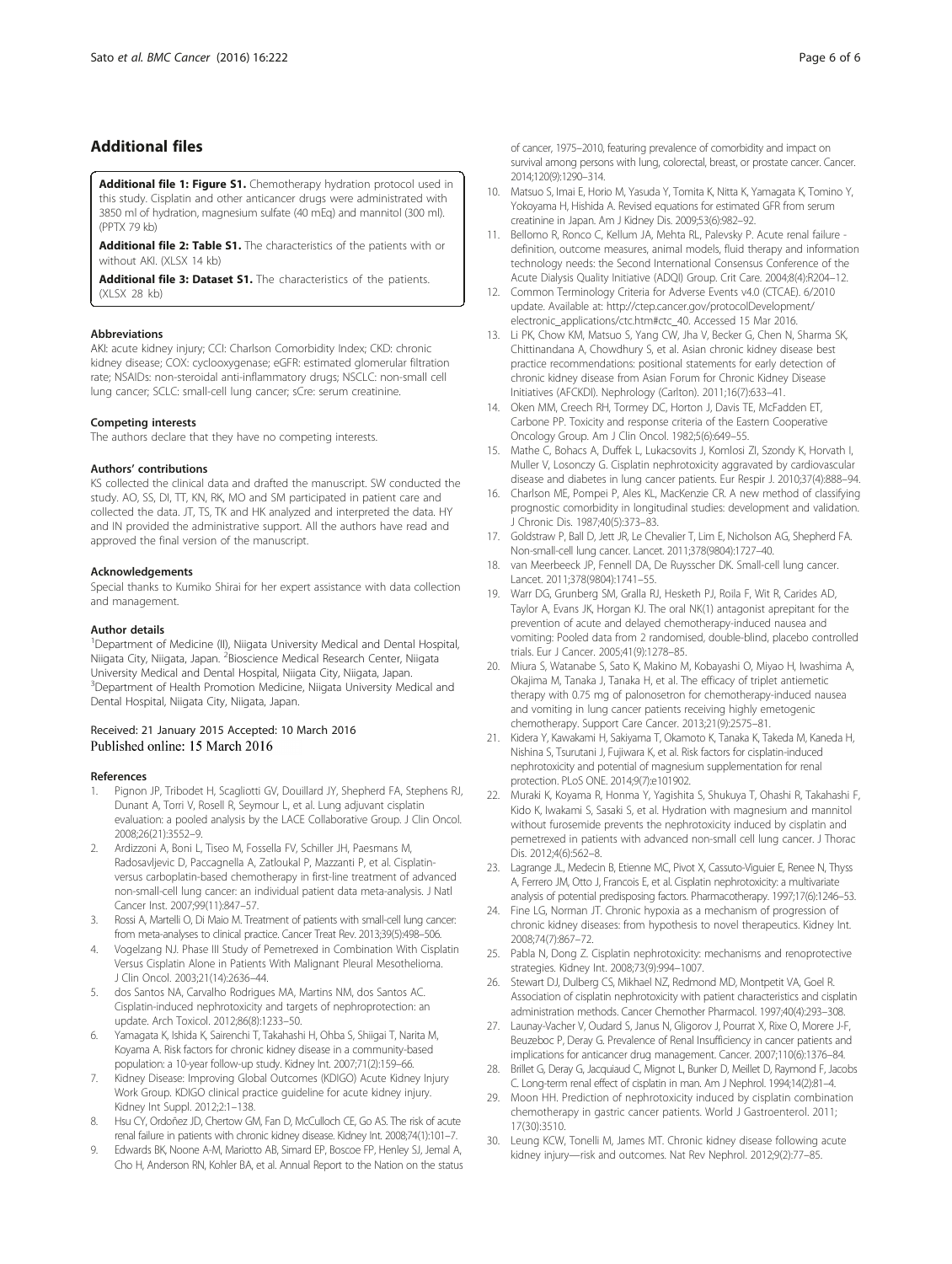## Additional files

**Additional file 1: Figure S1.** Chemotherapy hydration protocol used in this study. Cisplatin and other anticancer drugs were administrated with 3850 ml of hydration, magnesium sulfate (40 mEq) and mannitol (300 ml). (PPTX 79 kb)

**Additional file 2: Table S1.** The characteristics of the patients with or without AKI. (XLSX 14 kb)

**Additional file 3: Dataset S1.** The characteristics of the patients. (XLSX 28 kb)

### Abbreviations

AKI: acute kidney injury; CCI: Charlson Comorbidity Index; CKD: chronic kidney disease; COX: cyclooxygenase; eGFR: estimated glomerular filtration rate; NSAIDs: non-steroidal anti-inflammatory drugs; NSCLC: non-small cell lung cancer; SCLC: small-cell lung cancer; sCre: serum creatinine.

### Competing interests

The authors declare that they have no competing interests.

### Authors' contributions

KS collected the clinical data and drafted the manuscript. SW conducted the study. AO, SS, DI, TT, KN, RK, MO and SM participated in patient care and collected the data. JT, TS, TK and HK analyzed and interpreted the data. HY and IN provided the administrative support. All the authors have read and approved the final version of the manuscript.

### Acknowledgements

Special thanks to Kumiko Shirai for her expert assistance with data collection and management.

### Author details

[1]Department of Medicine (II), Niigata University Medical and Dental Hospital, Niigata City, Niigata, Japan. [2]Bioscience Medical Research Center, Niigata University Medical and Dental Hospital, Niigata City, Niigata, Japan. [3]Department of Health Promotion Medicine, Niigata University Medical and Dental Hospital, Niigata City, Niigata, Japan.

Received: 21 January 2015 Accepted: 10 March 2016
Published online: 15 March 2016

### References

1. Pignon JP, Tribodet H, Scagliotti GV, Douillard JY, Shepherd FA, Stephens RJ, Dunant A, Torri V, Rosell R, Seymour L, et al. Lung adjuvant cisplatin evaluation: a pooled analysis by the LACE Collaborative Group. J Clin Oncol. 2008;26(21):3552–9.
2. Ardizzoni A, Boni L, Tiseo M, Fossella FV, Schiller JH, Paesmans M, Radosavljevic D, Paccagnella A, Zatloukal P, Mazzanti P, et al. Cisplatin- versus carboplatin-based chemotherapy in first-line treatment of advanced non-small-cell lung cancer: an individual patient data meta-analysis. J Natl Cancer Inst. 2007;99(11):847–57.
3. Rossi A, Martelli O, Di Maio M. Treatment of patients with small-cell lung cancer: from meta-analyses to clinical practice. Cancer Treat Rev. 2013;39(5):498–506.
4. Vogelzang NJ. Phase III Study of Pemetrexed in Combination With Cisplatin Versus Cisplatin Alone in Patients With Malignant Pleural Mesothelioma. J Clin Oncol. 2003;21(14):2636–44.
5. dos Santos NA, Carvalho Rodrigues MA, Martins NM, dos Santos AC. Cisplatin-induced nephrotoxicity and targets of nephroprotection: an update. Arch Toxicol. 2012;86(8):1233–50.
6. Yamagata K, Ishida K, Sairenchi T, Takahashi H, Ohba S, Shiigai T, Narita M, Koyama A. Risk factors for chronic kidney disease in a community-based population: a 10-year follow-up study. Kidney Int. 2007;71(2):159–66.
7. Kidney Disease: Improving Global Outcomes (KDIGO) Acute Kidney Injury Work Group. KDIGO clinical practice guideline for acute kidney injury. Kidney Int Suppl. 2012;2:1–138.
8. Hsu CY, Ordoñez JD, Chertow GM, Fan D, McCulloch CE, Go AS. The risk of acute renal failure in patients with chronic kidney disease. Kidney Int. 2008;74(1):101–7.
9. Edwards BK, Noone A-M, Mariotto AB, Simard EP, Boscoe FP, Henley SJ, Jemal A, Cho H, Anderson RN, Kohler BA, et al. Annual Report to the Nation on the status of cancer, 1975–2010, featuring prevalence of comorbidity and impact on survival among persons with lung, colorectal, breast, or prostate cancer. Cancer. 2014;120(9):1290–314.
10. Matsuo S, Imai E, Horio M, Yasuda Y, Tomita K, Nitta K, Yamagata K, Tomino Y, Yokoyama H, Hishida A. Revised equations for estimated GFR from serum creatinine in Japan. Am J Kidney Dis. 2009;53(6):982–92.
11. Bellomo R, Ronco C, Kellum JA, Mehta RL, Palevsky P. Acute renal failure - definition, outcome measures, animal models, fluid therapy and information technology needs: the Second International Consensus Conference of the Acute Dialysis Quality Initiative (ADQI) Group. Crit Care. 2004;8(4):R204–12.
12. Common Terminology Criteria for Adverse Events v4.0 (CTCAE). 6/2010 update. Available at: http://ctep.cancer.gov/protocolDevelopment/electronic_applications/ctc.htm#ctc_40. Accessed 15 Mar 2016.
13. Li PK, Chow KM, Matsuo S, Yang CW, Jha V, Becker G, Chen N, Sharma SK, Chittinandana A, Chowdhury S, et al. Asian chronic kidney disease best practice recommendations: positional statements for early detection of chronic kidney disease from Asian Forum for Chronic Kidney Disease Initiatives (AFCKDI). Nephrology (Carlton). 2011;16(7):633–41.
14. Oken MM, Creech RH, Tormey DC, Horton J, Davis TE, McFadden ET, Carbone PP. Toxicity and response criteria of the Eastern Cooperative Oncology Group. Am J Clin Oncol. 1982;5(6):649–55.
15. Mathe C, Bohacs A, Duffek L, Lukacsovits J, Komlosi ZI, Szondy K, Horvath I, Muller V, Losonczy G. Cisplatin nephrotoxicity aggravated by cardiovascular disease and diabetes in lung cancer patients. Eur Respir J. 2010;37(4):888–94.
16. Charlson ME, Pompei P, Ales KL, MacKenzie CR. A new method of classifying prognostic comorbidity in longitudinal studies: development and validation. J Chronic Dis. 1987;40(5):373–83.
17. Goldstraw P, Ball D, Jett JR, Le Chevalier T, Lim E, Nicholson AG, Shepherd FA. Non-small-cell lung cancer. Lancet. 2011;378(9804):1727–40.
18. van Meerbeeck JP, Fennell DA, De Ruysscher DK. Small-cell lung cancer. Lancet. 2011;378(9804):1741–55.
19. Warr DG, Grunberg SM, Gralla RJ, Hesketh PJ, Roila F, Wit R, Carides AD, Taylor A, Evans JK, Horgan KJ. The oral NK(1) antagonist aprepitant for the prevention of acute and delayed chemotherapy-induced nausea and vomiting: Pooled data from 2 randomised, double-blind, placebo controlled trials. Eur J Cancer. 2005;41(9):1278–85.
20. Miura S, Watanabe S, Sato K, Makino M, Kobayashi O, Miyao H, Iwashima A, Okajima M, Tanaka J, Tanaka H, et al. The efficacy of triplet antiemetic therapy with 0.75 mg of palonosetron for chemotherapy-induced nausea and vomiting in lung cancer patients receiving highly emetogenic chemotherapy. Support Care Cancer. 2013;21(9):2575–81.
21. Kidera Y, Kawakami H, Sakiyama T, Okamoto K, Tanaka K, Takeda M, Kaneda H, Nishina S, Tsurutani J, Fujiwara K, et al. Risk factors for cisplatin-induced nephrotoxicity and potential of magnesium supplementation for renal protection. PLoS ONE. 2014;9(7):e101902.
22. Muraki K, Koyama R, Honma Y, Yagishita S, Shukuya T, Ohashi R, Takahashi F, Kido K, Iwakami S, Sasaki S, et al. Hydration with magnesium and mannitol without furosemide prevents the nephrotoxicity induced by cisplatin and pemetrexed in patients with advanced non-small cell lung cancer. J Thorac Dis. 2012;4(6):562–8.
23. Lagrange JL, Medecin B, Etienne MC, Pivot X, Cassuto-Viguier E, Renee N, Thyss A, Ferrero JM, Otto J, Francois E, et al. Cisplatin nephrotoxicity: a multivariate analysis of potential predisposing factors. Pharmacotherapy. 1997;17(6):1246–53.
24. Fine LG, Norman JT. Chronic hypoxia as a mechanism of progression of chronic kidney diseases: from hypothesis to novel therapeutics. Kidney Int. 2008;74(7):867–72.
25. Pabla N, Dong Z. Cisplatin nephrotoxicity: mechanisms and renoprotective strategies. Kidney Int. 2008;73(9):994–1007.
26. Stewart DJ, Dulberg CS, Mikhael NZ, Redmond MD, Montpetit VA, Goel R. Association of cisplatin nephrotoxicity with patient characteristics and cisplatin administration methods. Cancer Chemother Pharmacol. 1997;40(4):293–308.
27. Launay-Vacher V, Oudard S, Janus N, Gligorov J, Pourrat X, Rixe O, Morere J-F, Beuzeboc P, Deray G. Prevalence of Renal Insufficiency in cancer patients and implications for anticancer drug management. Cancer. 2007;110(6):1376–84.
28. Brillet G, Deray G, Jacquiaud C, Mignot L, Bunker D, Meillet D, Raymond F, Jacobs C. Long-term renal effect of cisplatin in man. Am J Nephrol. 1994;14(2):81–4.
29. Moon HH. Prediction of nephrotoxicity induced by cisplatin combination chemotherapy in gastric cancer patients. World J Gastroenterol. 2011;17(30):3510.
30. Leung KCW, Tonelli M, James MT. Chronic kidney disease following acute kidney injury—risk and outcomes. Nat Rev Nephrol. 2012;9(2):77–85.